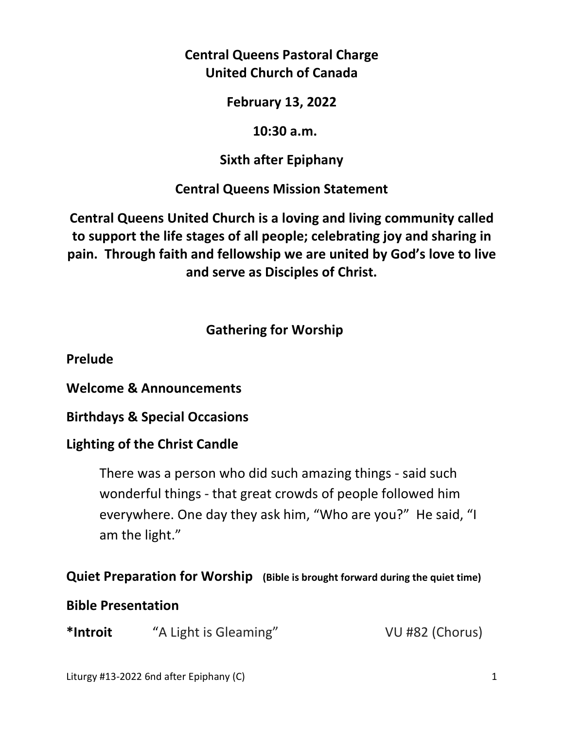**Central Queens Pastoral Charge**
**United Church of Canada**

**February 13, 2022**

**10:30 a.m.**

**Sixth after Epiphany**

**Central Queens Mission Statement**

**Central Queens United Church is a loving and living community called to support the life stages of all people; celebrating joy and sharing in pain. Through faith and fellowship we are united by God's love to live and serve as Disciples of Christ.**

## Gathering for Worship

**Prelude**

**Welcome & Announcements**

**Birthdays & Special Occasions**

**Lighting of the Christ Candle**

> There was a person who did such amazing things - said such wonderful things - that great crowds of people followed him everywhere. One day they ask him, "Who are you?" He said, "I am the light."

**Quiet Preparation for Worship** **(Bible is brought forward during the quiet time)**

**Bible Presentation**

**\*Introit** "A Light is Gleaming" VU #82 (Chorus)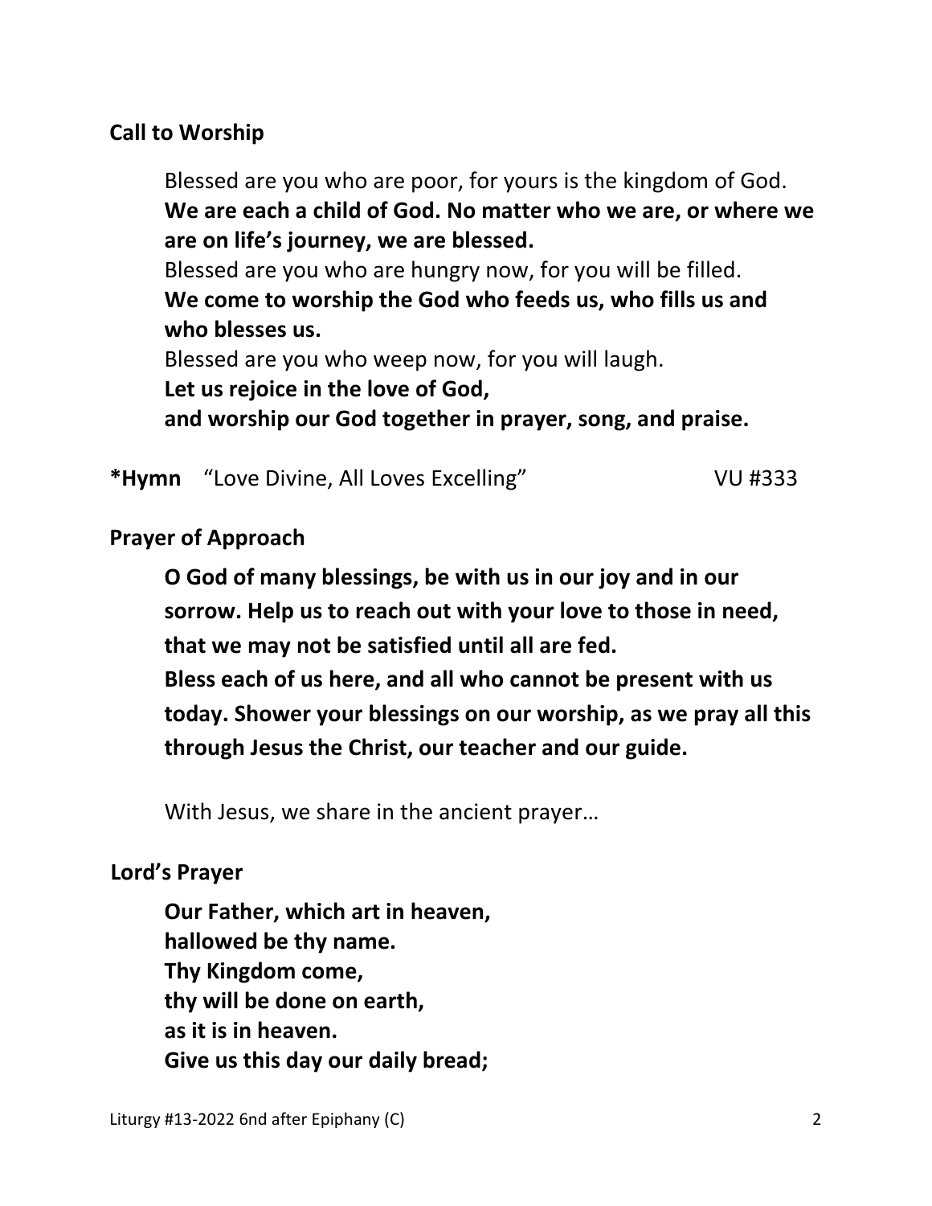**Call to Worship**

Blessed are you who are poor, for yours is the kingdom of God.
**We are each a child of God. No matter who we are, or where we are on life's journey, we are blessed.**
Blessed are you who are hungry now, for you will be filled.
**We come to worship the God who feeds us, who fills us and who blesses us.**
Blessed are you who weep now, for you will laugh.
**Let us rejoice in the love of God,**
**and worship our God together in prayer, song, and praise.**

***Hymn** "Love Divine, All Loves Excelling" VU #333

**Prayer of Approach**

**O God of many blessings, be with us in our joy and in our sorrow. Help us to reach out with your love to those in need, that we may not be satisfied until all are fed.**
**Bless each of us here, and all who cannot be present with us today. Shower your blessings on our worship, as we pray all this through Jesus the Christ, our teacher and our guide.**

With Jesus, we share in the ancient prayer…

**Lord's Prayer**

**Our Father, which art in heaven,**
**hallowed be thy name.**
**Thy Kingdom come,**
**thy will be done on earth,**
**as it is in heaven.**
**Give us this day our daily bread;**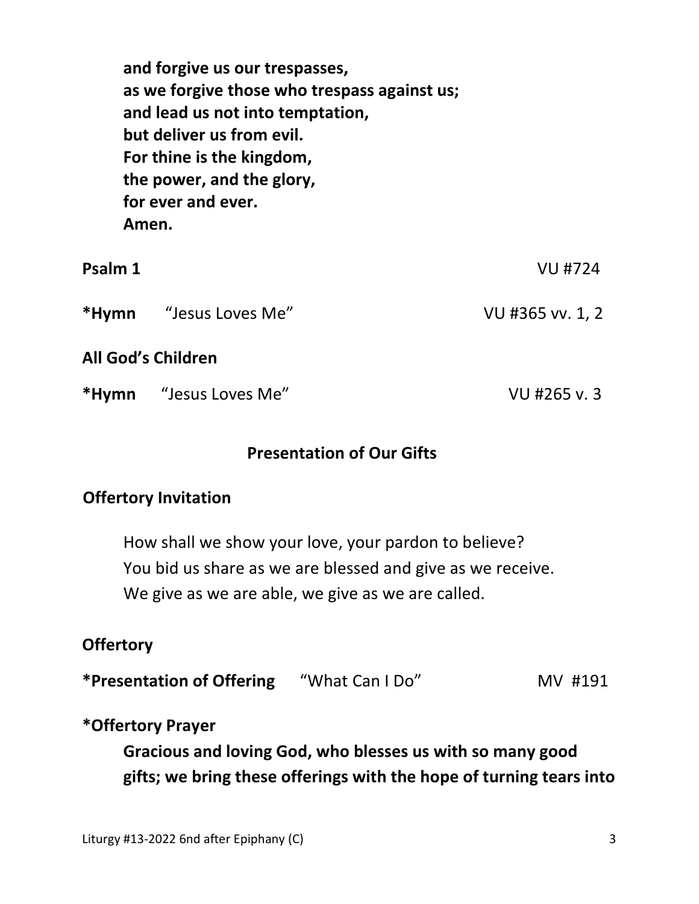**and forgive us our trespasses,**
**as we forgive those who trespass against us;**
**and lead us not into temptation,**
**but deliver us from evil.**
**For thine is the kingdom,**
**the power, and the glory,**
**for ever and ever.**
**Amen.**

**Psalm 1** VU #724

**\*Hymn** "Jesus Loves Me" VU #365 vv. 1, 2

**All God's Children**

**\*Hymn** "Jesus Loves Me" VU #265 v. 3

## Presentation of Our Gifts

**Offertory Invitation**

How shall we show your love, your pardon to believe?
You bid us share as we are blessed and give as we receive.
We give as we are able, we give as we are called.

**Offertory**

**\*Presentation of Offering** "What Can I Do" MV #191

**\*Offertory Prayer**

**Gracious and loving God, who blesses us with so many good gifts; we bring these offerings with the hope of turning tears into**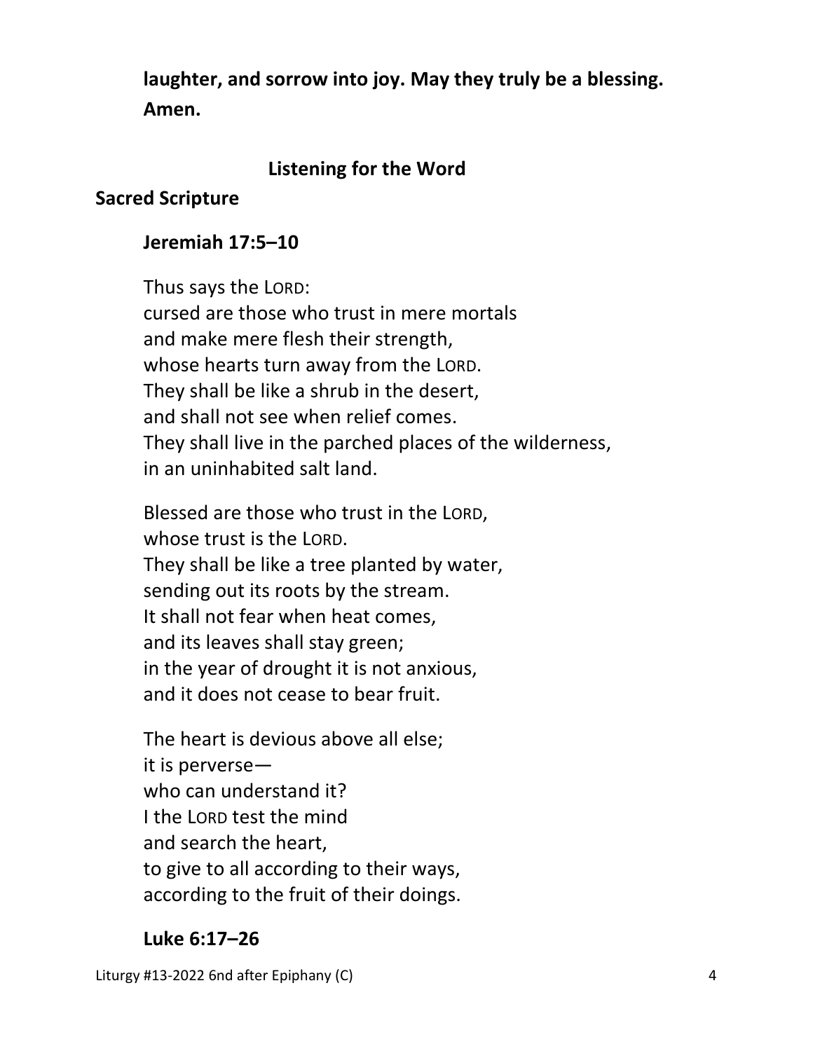**laughter, and sorrow into joy. May they truly be a blessing. Amen.**

## Listening for the Word

### Sacred Scripture

#### Jeremiah 17:5–10

Thus says the LORD:
cursed are those who trust in mere mortals
and make mere flesh their strength,
whose hearts turn away from the LORD.
They shall be like a shrub in the desert,
and shall not see when relief comes.
They shall live in the parched places of the wilderness,
in an uninhabited salt land.

Blessed are those who trust in the LORD,
whose trust is the LORD.
They shall be like a tree planted by water,
sending out its roots by the stream.
It shall not fear when heat comes,
and its leaves shall stay green;
in the year of drought it is not anxious,
and it does not cease to bear fruit.

The heart is devious above all else;
it is perverse—
who can understand it?
I the LORD test the mind
and search the heart,
to give to all according to their ways,
according to the fruit of their doings.

#### Luke 6:17–26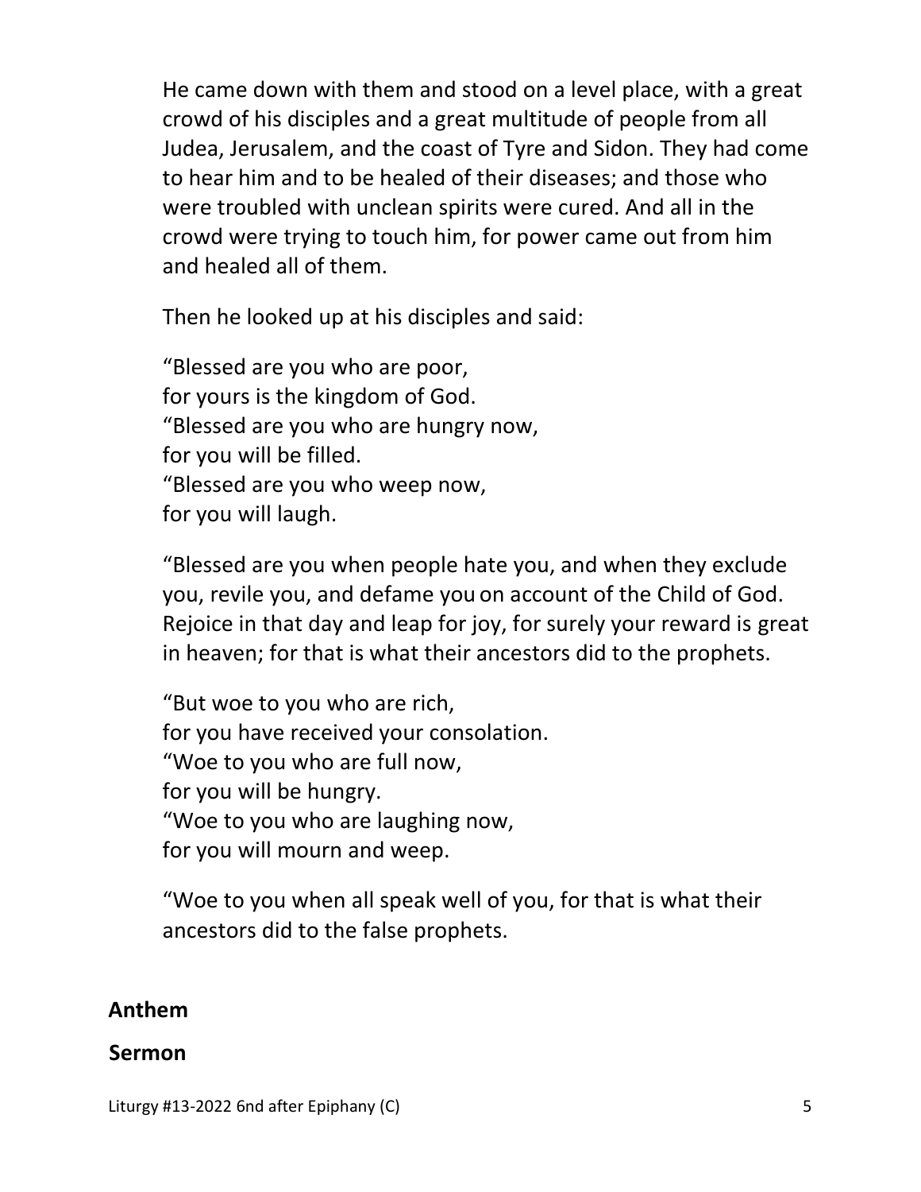He came down with them and stood on a level place, with a great crowd of his disciples and a great multitude of people from all Judea, Jerusalem, and the coast of Tyre and Sidon. They had come to hear him and to be healed of their diseases; and those who were troubled with unclean spirits were cured. And all in the crowd were trying to touch him, for power came out from him and healed all of them.

Then he looked up at his disciples and said:

"Blessed are you who are poor,  
for yours is the kingdom of God.  
"Blessed are you who are hungry now,  
for you will be filled.  
"Blessed are you who weep now,  
for you will laugh.

"Blessed are you when people hate you, and when they exclude you, revile you, and defame you on account of the Child of God. Rejoice in that day and leap for joy, for surely your reward is great in heaven; for that is what their ancestors did to the prophets.

"But woe to you who are rich,  
for you have received your consolation.  
"Woe to you who are full now,  
for you will be hungry.  
"Woe to you who are laughing now,  
for you will mourn and weep.

"Woe to you when all speak well of you, for that is what their ancestors did to the false prophets.

**Anthem**

**Sermon**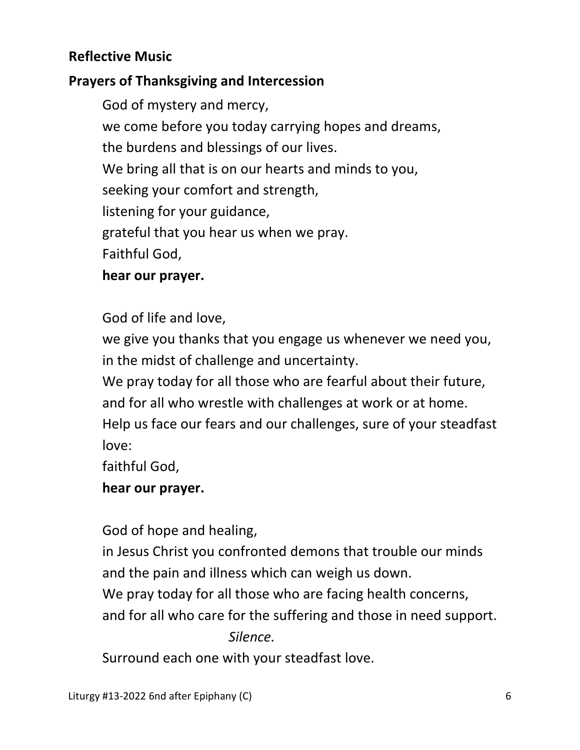**Reflective Music**

**Prayers of Thanksgiving and Intercession**

God of mystery and mercy,
we come before you today carrying hopes and dreams,
the burdens and blessings of our lives.
We bring all that is on our hearts and minds to you,
seeking your comfort and strength,
listening for your guidance,
grateful that you hear us when we pray.
Faithful God,
**hear our prayer.**

God of life and love,
we give you thanks that you engage us whenever we need you,
in the midst of challenge and uncertainty.
We pray today for all those who are fearful about their future,
and for all who wrestle with challenges at work or at home.
Help us face our fears and our challenges, sure of your steadfast love:
faithful God,
**hear our prayer.**

God of hope and healing,
in Jesus Christ you confronted demons that trouble our minds
and the pain and illness which can weigh us down.
We pray today for all those who are facing health concerns,
and for all who care for the suffering and those in need support.

*Silence.*

Surround each one with your steadfast love.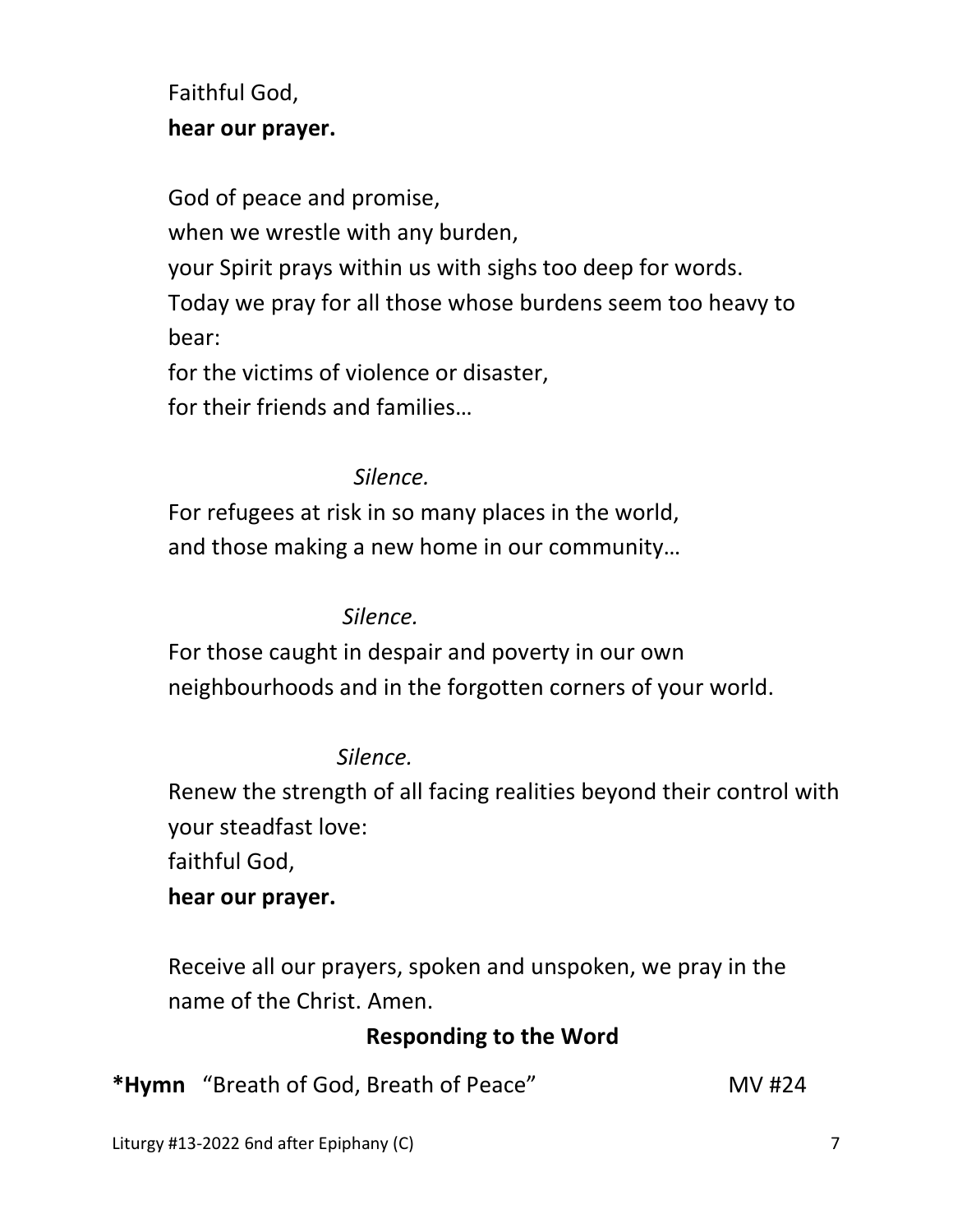Faithful God,
**hear our prayer.**

God of peace and promise,
when we wrestle with any burden,
your Spirit prays within us with sighs too deep for words.
Today we pray for all those whose burdens seem too heavy to bear:
for the victims of violence or disaster,
for their friends and families…

*Silence.*

For refugees at risk in so many places in the world,
and those making a new home in our community…

*Silence.*

For those caught in despair and poverty in our own neighbourhoods and in the forgotten corners of your world.

*Silence.*

Renew the strength of all facing realities beyond their control with your steadfast love:
faithful God,
**hear our prayer.**

Receive all our prayers, spoken and unspoken, we pray in the name of the Christ. Amen.

## Responding to the Word

**\*Hymn** "Breath of God, Breath of Peace" MV #24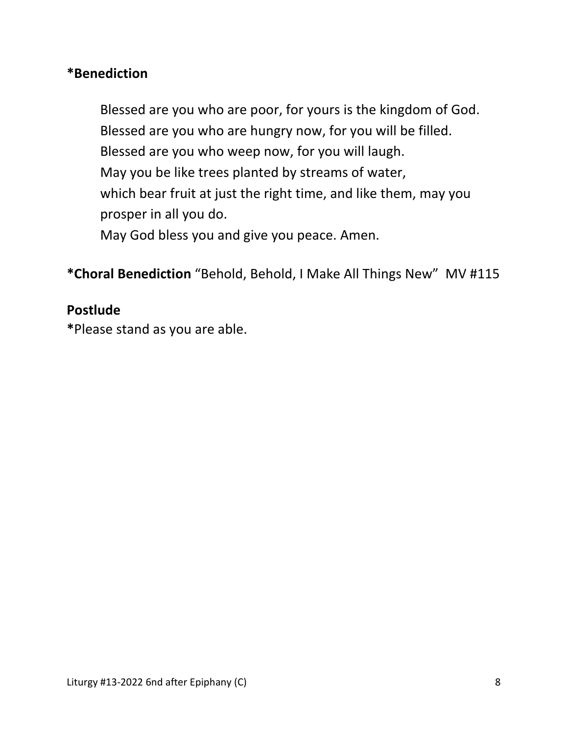**\*Benediction**

Blessed are you who are poor, for yours is the kingdom of God.
Blessed are you who are hungry now, for you will be filled.
Blessed are you who weep now, for you will laugh.
May you be like trees planted by streams of water,
which bear fruit at just the right time, and like them, may you prosper in all you do.
May God bless you and give you peace. Amen.

**\*Choral Benediction** "Behold, Behold, I Make All Things New" MV #115

**Postlude**

**\***Please stand as you are able.